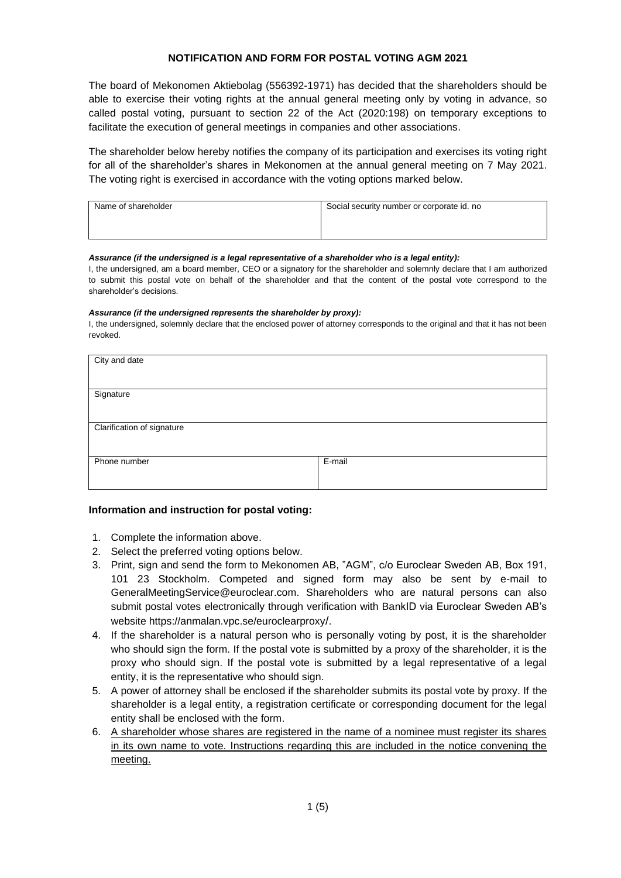# NOTIFICATION AND FORM FOR POSTAL VOTING AGM 2021

The board of Mekonomen Aktiebolag (556392-1971) has decided that the shareholders should be able to exercise their voting rights at the annual general meeting only by voting in advance, so called postal voting, pursuant to section 22 of the Act (2020:198) on temporary exceptions to facilitate the execution of general meetings in companies and other associations.

The shareholder below hereby notifies the company of its participation and exercises its voting right for all of the shareholder's shares in Mekonomen at the annual general meeting on 7 May 2021. The voting right is exercised in accordance with the voting options marked below.

| Name of shareholder | Social security number or corporate id. no |
|---|---|
| | |

***Assurance (if the undersigned is a legal representative of a shareholder who is a legal entity):***
I, the undersigned, am a board member, CEO or a signatory for the shareholder and solemnly declare that I am authorized to submit this postal vote on behalf of the shareholder and that the content of the postal vote correspond to the shareholder's decisions.

***Assurance (if the undersigned represents the shareholder by proxy):***
I, the undersigned, solemnly declare that the enclosed power of attorney corresponds to the original and that it has not been revoked.

| City and date | |
|---|---|
| Signature | |
| Clarification of signature | |
| Phone number | E-mail |

**Information and instruction for postal voting:**

1. Complete the information above.
2. Select the preferred voting options below.
3. Print, sign and send the form to Mekonomen AB, "AGM", c/o Euroclear Sweden AB, Box 191, 101 23 Stockholm. Competed and signed form may also be sent by e-mail to GeneralMeetingService@euroclear.com. Shareholders who are natural persons can also submit postal votes electronically through verification with BankID via Euroclear Sweden AB's website https://anmalan.vpc.se/euroclearproxy/.
4. If the shareholder is a natural person who is personally voting by post, it is the shareholder who should sign the form. If the postal vote is submitted by a proxy of the shareholder, it is the proxy who should sign. If the postal vote is submitted by a legal representative of a legal entity, it is the representative who should sign.
5. A power of attorney shall be enclosed if the shareholder submits its postal vote by proxy. If the shareholder is a legal entity, a registration certificate or corresponding document for the legal entity shall be enclosed with the form.
6. <u>A shareholder whose shares are registered in the name of a nominee must register its shares in its own name to vote. Instructions regarding this are included in the notice convening the meeting.</u>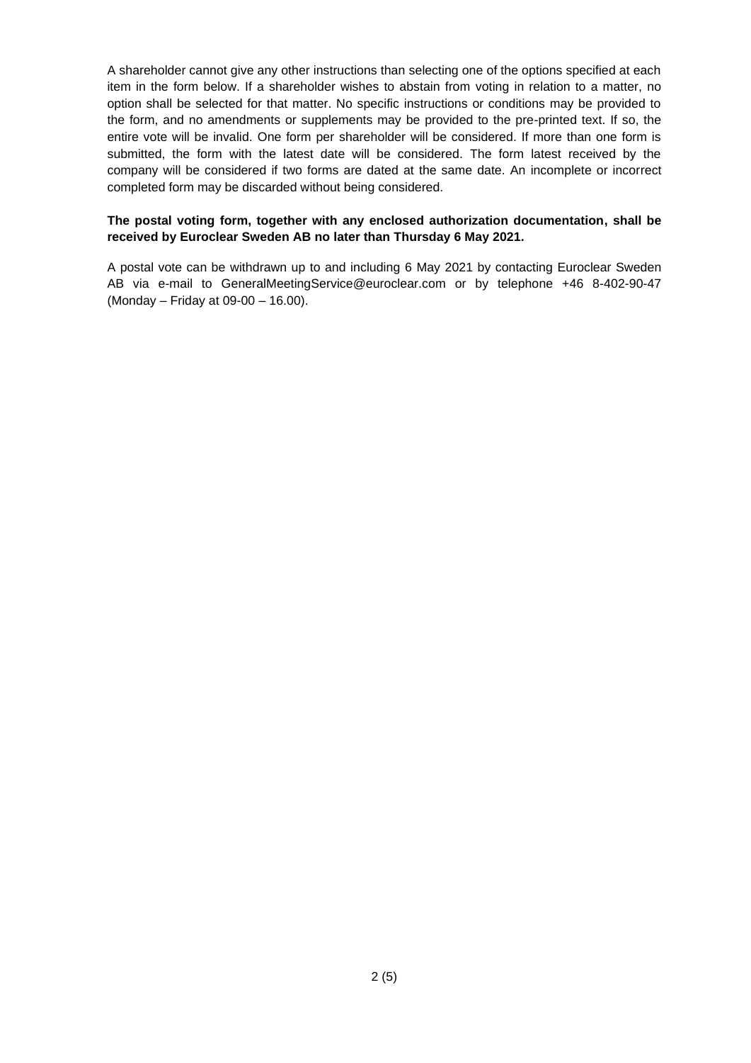A shareholder cannot give any other instructions than selecting one of the options specified at each item in the form below. If a shareholder wishes to abstain from voting in relation to a matter, no option shall be selected for that matter. No specific instructions or conditions may be provided to the form, and no amendments or supplements may be provided to the pre-printed text. If so, the entire vote will be invalid. One form per shareholder will be considered. If more than one form is submitted, the form with the latest date will be considered. The form latest received by the company will be considered if two forms are dated at the same date. An incomplete or incorrect completed form may be discarded without being considered.

**The postal voting form, together with any enclosed authorization documentation, shall be received by Euroclear Sweden AB no later than Thursday 6 May 2021.**

A postal vote can be withdrawn up to and including 6 May 2021 by contacting Euroclear Sweden AB via e-mail to GeneralMeetingService@euroclear.com or by telephone +46 8-402-90-47 (Monday – Friday at 09-00 – 16.00).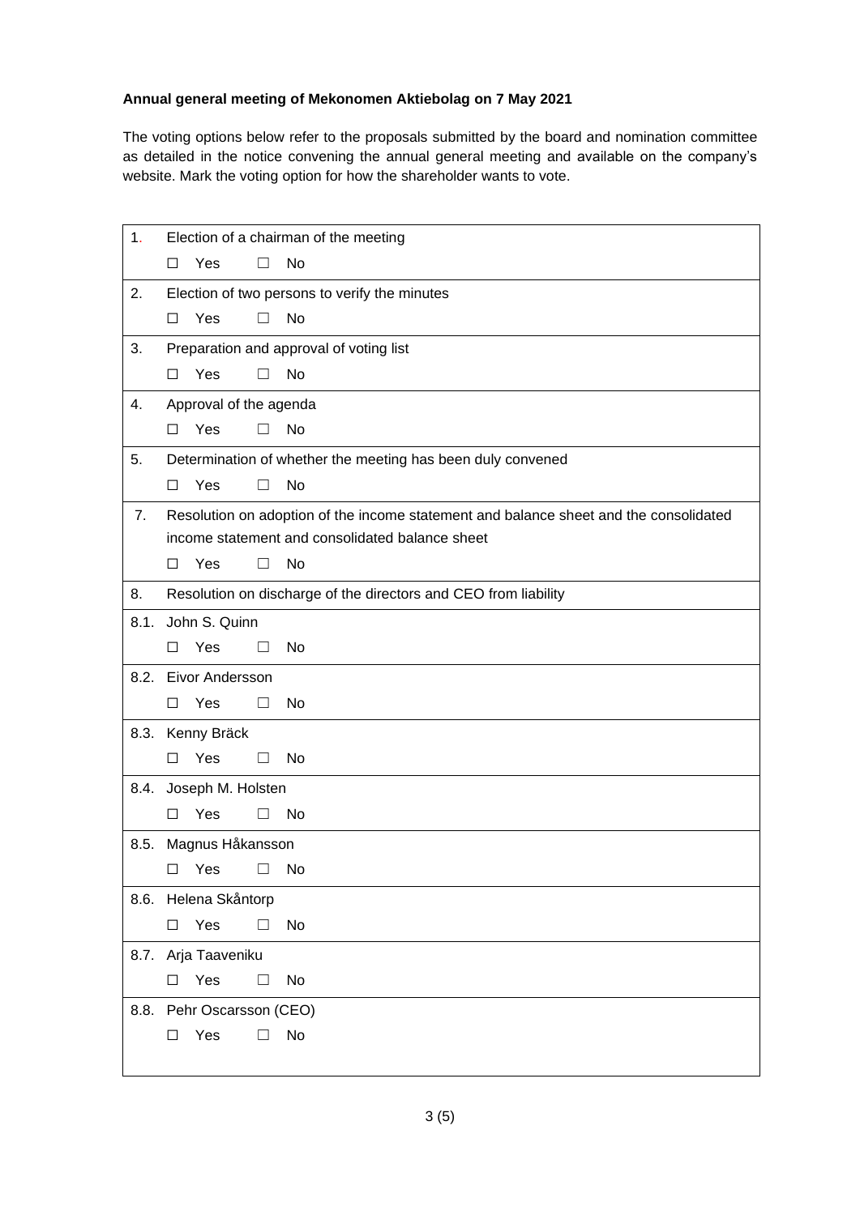**Annual general meeting of Mekonomen Aktiebolag on 7 May 2021**

The voting options below refer to the proposals submitted by the board and nomination committee as detailed in the notice convening the annual general meeting and available on the company's website. Mark the voting option for how the shareholder wants to vote.

| | |
|---|---|
| 1. | Election of a chairman of the meeting<br>☐ Yes ☐ No |
| 2. | Election of two persons to verify the minutes<br>☐ Yes ☐ No |
| 3. | Preparation and approval of voting list<br>☐ Yes ☐ No |
| 4. | Approval of the agenda<br>☐ Yes ☐ No |
| 5. | Determination of whether the meeting has been duly convened<br>☐ Yes ☐ No |
| 7. | Resolution on adoption of the income statement and balance sheet and the consolidated income statement and consolidated balance sheet<br>☐ Yes ☐ No |
| 8. | Resolution on discharge of the directors and CEO from liability |
| 8.1. | John S. Quinn<br>☐ Yes ☐ No |
| 8.2. | Eivor Andersson<br>☐ Yes ☐ No |
| 8.3. | Kenny Bräck<br>☐ Yes ☐ No |
| 8.4. | Joseph M. Holsten<br>☐ Yes ☐ No |
| 8.5. | Magnus Håkansson<br>☐ Yes ☐ No |
| 8.6. | Helena Skåntorp<br>☐ Yes ☐ No |
| 8.7. | Arja Taaveniku<br>☐ Yes ☐ No |
| 8.8. | Pehr Oscarsson (CEO)<br>☐ Yes ☐ No |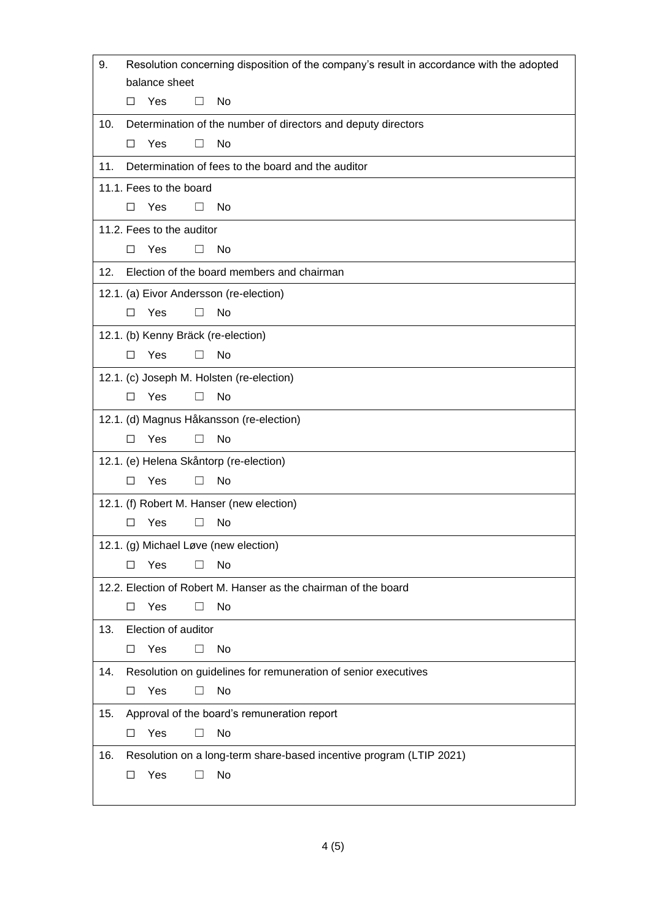| | |
|---|---|
| 9. | Resolution concerning disposition of the company's result in accordance with the adopted balance sheet<br>☐ Yes ☐ No |
| 10. | Determination of the number of directors and deputy directors<br>☐ Yes ☐ No |
| 11. | Determination of fees to the board and the auditor |
| 11.1. | Fees to the board<br>☐ Yes ☐ No |
| 11.2. | Fees to the auditor<br>☐ Yes ☐ No |
| 12. | Election of the board members and chairman |
| 12.1. | (a) Eivor Andersson (re-election)<br>☐ Yes ☐ No |
| 12.1. | (b) Kenny Bräck (re-election)<br>☐ Yes ☐ No |
| 12.1. | (c) Joseph M. Holsten (re-election)<br>☐ Yes ☐ No |
| 12.1. | (d) Magnus Håkansson (re-election)<br>☐ Yes ☐ No |
| 12.1. | (e) Helena Skåntorp (re-election)<br>☐ Yes ☐ No |
| 12.1. | (f) Robert M. Hanser (new election)<br>☐ Yes ☐ No |
| 12.1. | (g) Michael Løve (new election)<br>☐ Yes ☐ No |
| 12.2. | Election of Robert M. Hanser as the chairman of the board<br>☐ Yes ☐ No |
| 13. | Election of auditor<br>☐ Yes ☐ No |
| 14. | Resolution on guidelines for remuneration of senior executives<br>☐ Yes ☐ No |
| 15. | Approval of the board's remuneration report<br>☐ Yes ☐ No |
| 16. | Resolution on a long-term share-based incentive program (LTIP 2021)<br>☐ Yes ☐ No |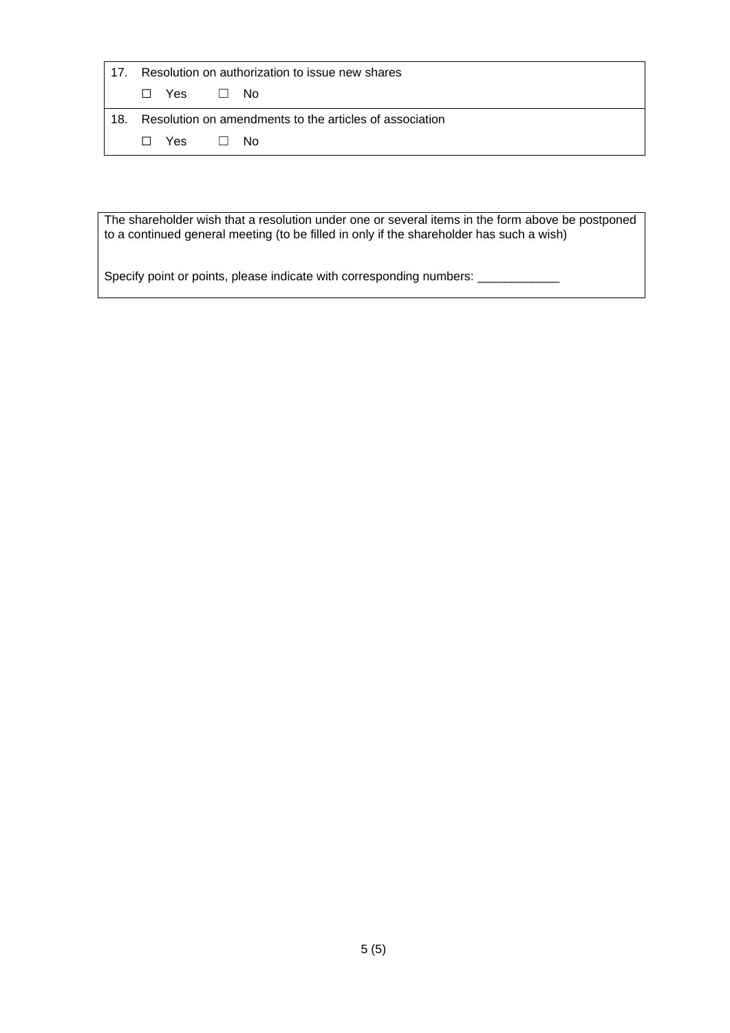| | |
|---|---|
| 17. | Resolution on authorization to issue new shares |
| | ☐ Yes ☐ No |
| 18. | Resolution on amendments to the articles of association |
| | ☐ Yes ☐ No |

The shareholder wish that a resolution under one or several items in the form above be postponed to a continued general meeting (to be filled in only if the shareholder has such a wish)

Specify point or points, please indicate with corresponding numbers: ____________